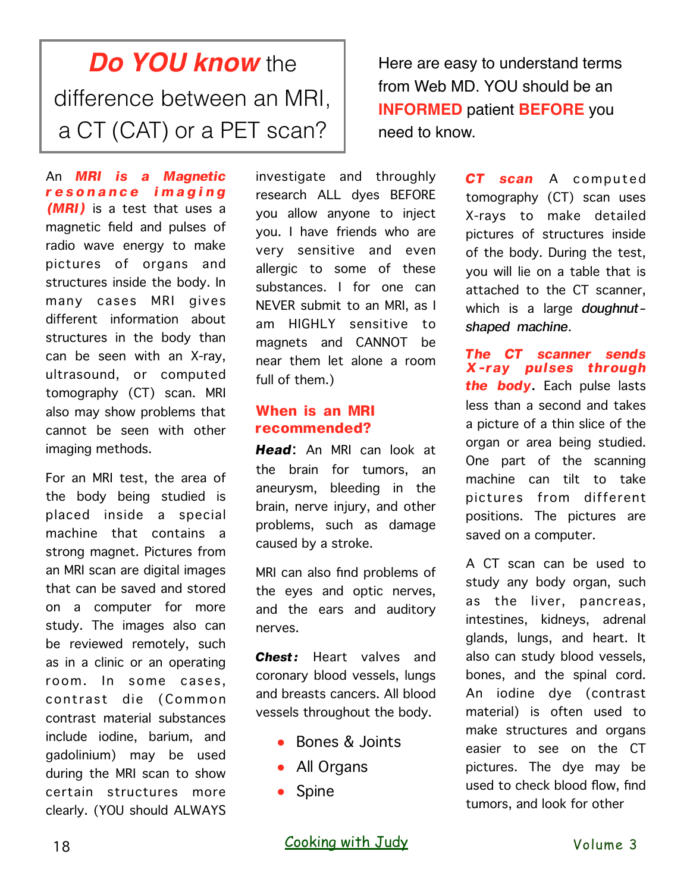# ***Do YOU know*** the difference between an MRI, a CT (CAT) or a PET scan?

Here are easy to understand terms from Web MD. YOU should be an **INFORMED** patient **BEFORE** you need to know.

An ***MRI is a Magnetic resonance imaging (MRI)*** is a test that uses a magnetic field and pulses of radio wave energy to make pictures of organs and structures inside the body. In many cases MRI gives different information about structures in the body than can be seen with an X-ray, ultrasound, or computed tomography (CT) scan. MRI also may show problems that cannot be seen with other imaging methods.

For an MRI test, the area of the body being studied is placed inside a special machine that contains a strong magnet. Pictures from an MRI scan are digital images that can be saved and stored on a computer for more study. The images also can be reviewed remotely, such as in a clinic or an operating room. In some cases, contrast die (Common contrast material substances include iodine, barium, and gadolinium) may be used during the MRI scan to show certain structures more clearly. (YOU should ALWAYS investigate and throughly research ALL dyes BEFORE you allow anyone to inject you. I have friends who are very sensitive and even allergic to some of these substances. I for one can NEVER submit to an MRI, as I am HIGHLY sensitive to magnets and CANNOT be near them let alone a room full of them.)

## When is an MRI recommended?

***Head***: An MRI can look at the brain for tumors, an aneurysm, bleeding in the brain, nerve injury, and other problems, such as damage caused by a stroke.

MRI can also find problems of the eyes and optic nerves, and the ears and auditory nerves.

***Chest:*** Heart valves and coronary blood vessels, lungs and breasts cancers. All blood vessels throughout the body.

- Bones & Joints
- All Organs
- Spine

***CT scan*** A computed tomography (CT) scan uses X-rays to make detailed pictures of structures inside of the body. During the test, you will lie on a table that is attached to the CT scanner, which is a large *doughnut-shaped machine*.

***The CT scanner sends X-ray pulses through the body***. Each pulse lasts less than a second and takes a picture of a thin slice of the organ or area being studied. One part of the scanning machine can tilt to take pictures from different positions. The pictures are saved on a computer.

A CT scan can be used to study any body organ, such as the liver, pancreas, intestines, kidneys, adrenal glands, lungs, and heart. It also can study blood vessels, bones, and the spinal cord. An iodine dye (contrast material) is often used to make structures and organs easier to see on the CT pictures. The dye may be used to check blood flow, find tumors, and look for other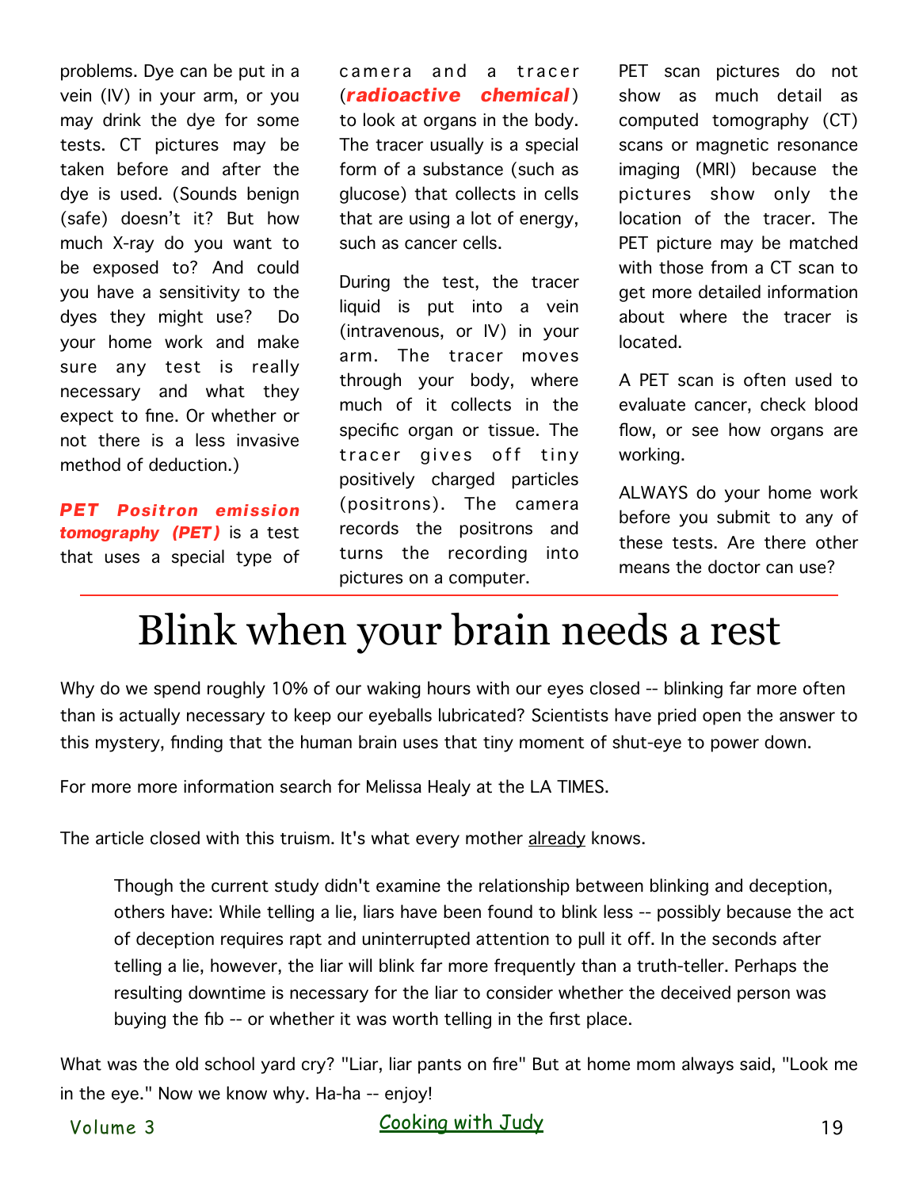problems. Dye can be put in a vein (IV) in your arm, or you may drink the dye for some tests. CT pictures may be taken before and after the dye is used. (Sounds benign (safe) doesn't it? But how much X-ray do you want to be exposed to? And could you have a sensitivity to the dyes they might use? Do your home work and make sure any test is really necessary and what they expect to fine. Or whether or not there is a less invasive method of deduction.)

***PET Positron emission tomography (PET)*** is a test that uses a special type of camera and a tracer (***radioactive chemical***) to look at organs in the body. The tracer usually is a special form of a substance (such as glucose) that collects in cells that are using a lot of energy, such as cancer cells.

During the test, the tracer liquid is put into a vein (intravenous, or IV) in your arm. The tracer moves through your body, where much of it collects in the specific organ or tissue. The tracer gives off tiny positively charged particles (positrons). The camera records the positrons and turns the recording into pictures on a computer.

PET scan pictures do not show as much detail as computed tomography (CT) scans or magnetic resonance imaging (MRI) because the pictures show only the location of the tracer. The PET picture may be matched with those from a CT scan to get more detailed information about where the tracer is located.

A PET scan is often used to evaluate cancer, check blood flow, or see how organs are working.

ALWAYS do your home work before you submit to any of these tests. Are there other means the doctor can use?

# Blink when your brain needs a rest

Why do we spend roughly 10% of our waking hours with our eyes closed -- blinking far more often than is actually necessary to keep our eyeballs lubricated? Scientists have pried open the answer to this mystery, finding that the human brain uses that tiny moment of shut-eye to power down.

For more more information search for Melissa Healy at the LA TIMES.

The article closed with this truism. It's what every mother already knows.

> Though the current study didn't examine the relationship between blinking and deception, others have: While telling a lie, liars have been found to blink less -- possibly because the act of deception requires rapt and uninterrupted attention to pull it off. In the seconds after telling a lie, however, the liar will blink far more frequently than a truth-teller. Perhaps the resulting downtime is necessary for the liar to consider whether the deceived person was buying the fib -- or whether it was worth telling in the first place.

What was the old school yard cry? "Liar, liar pants on fire" But at home mom always said, "Look me in the eye." Now we know why. Ha-ha -- enjoy!